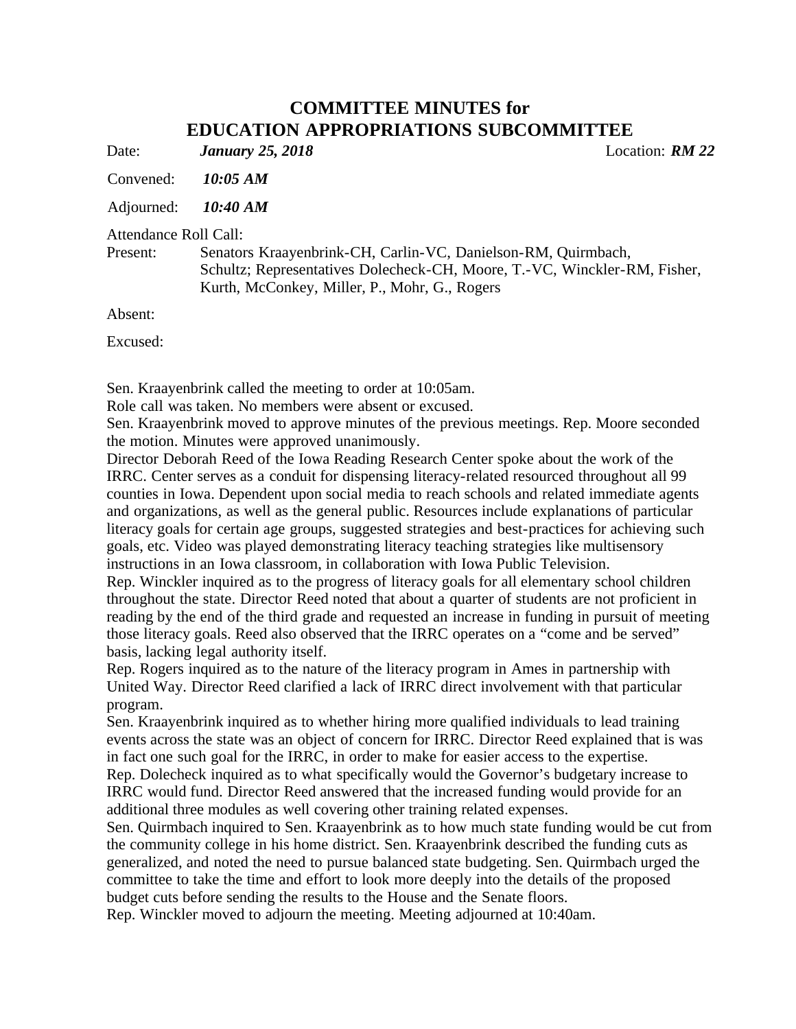# COMMITTEE MINUTES for
# EDUCATION APPROPRIATIONS SUBCOMMITTEE

Date: ***January 25, 2018*** Location: ***RM 22***

Convened: ***10:05 AM***

Adjourned: ***10:40 AM***

Attendance Roll Call:

Present: Senators Kraayenbrink-CH, Carlin-VC, Danielson-RM, Quirmbach, Schultz; Representatives Dolecheck-CH, Moore, T.-VC, Winckler-RM, Fisher, Kurth, McConkey, Miller, P., Mohr, G., Rogers

Absent:

Excused:

Sen. Kraayenbrink called the meeting to order at 10:05am.
Role call was taken. No members were absent or excused.
Sen. Kraayenbrink moved to approve minutes of the previous meetings. Rep. Moore seconded the motion. Minutes were approved unanimously.
Director Deborah Reed of the Iowa Reading Research Center spoke about the work of the IRRC. Center serves as a conduit for dispensing literacy-related resourced throughout all 99 counties in Iowa. Dependent upon social media to reach schools and related immediate agents and organizations, as well as the general public. Resources include explanations of particular literacy goals for certain age groups, suggested strategies and best-practices for achieving such goals, etc. Video was played demonstrating literacy teaching strategies like multisensory instructions in an Iowa classroom, in collaboration with Iowa Public Television.
Rep. Winckler inquired as to the progress of literacy goals for all elementary school children throughout the state. Director Reed noted that about a quarter of students are not proficient in reading by the end of the third grade and requested an increase in funding in pursuit of meeting those literacy goals. Reed also observed that the IRRC operates on a "come and be served" basis, lacking legal authority itself.
Rep. Rogers inquired as to the nature of the literacy program in Ames in partnership with United Way. Director Reed clarified a lack of IRRC direct involvement with that particular program.
Sen. Kraayenbrink inquired as to whether hiring more qualified individuals to lead training events across the state was an object of concern for IRRC. Director Reed explained that is was in fact one such goal for the IRRC, in order to make for easier access to the expertise.
Rep. Dolecheck inquired as to what specifically would the Governor's budgetary increase to IRRC would fund. Director Reed answered that the increased funding would provide for an additional three modules as well covering other training related expenses.
Sen. Quirmbach inquired to Sen. Kraayenbrink as to how much state funding would be cut from the community college in his home district. Sen. Kraayenbrink described the funding cuts as generalized, and noted the need to pursue balanced state budgeting. Sen. Quirmbach urged the committee to take the time and effort to look more deeply into the details of the proposed budget cuts before sending the results to the House and the Senate floors.
Rep. Winckler moved to adjourn the meeting. Meeting adjourned at 10:40am.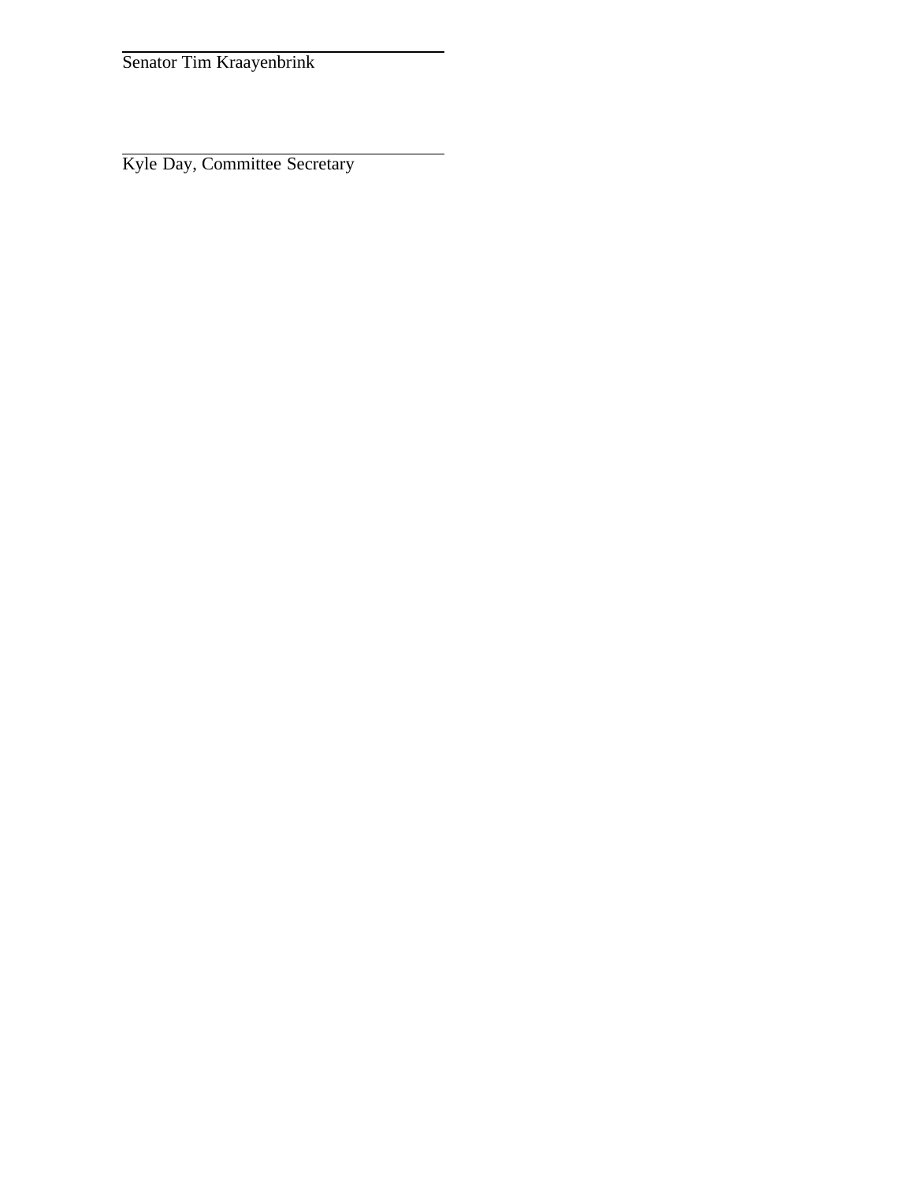\_\_\_\_\_\_\_\_\_\_\_\_\_\_\_\_\_\_\_\_\_\_\_\_\_\_\_\_\_\_\_\_\_\_\_\_

Senator Tim Kraayenbrink

\_\_\_\_\_\_\_\_\_\_\_\_\_\_\_\_\_\_\_\_\_\_\_\_\_\_\_\_\_\_\_\_\_\_\_\_

Kyle Day, Committee Secretary